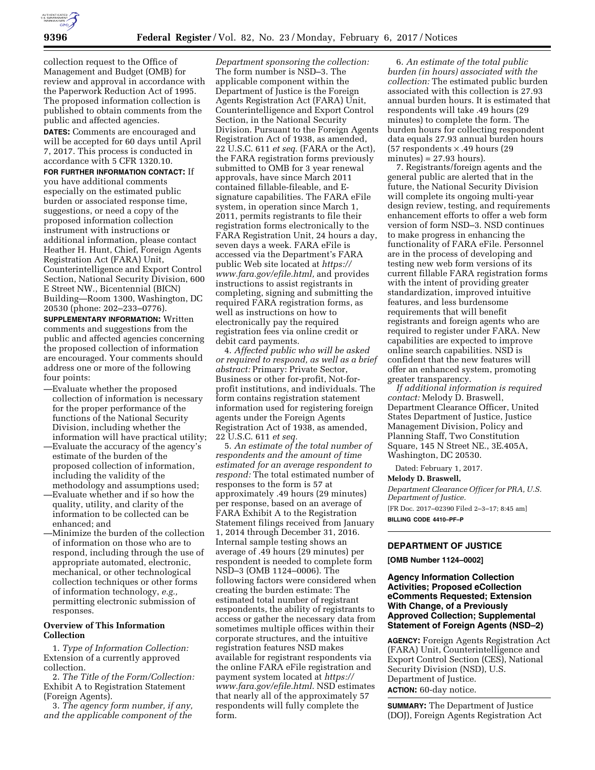collection request to the Office of Management and Budget (OMB) for review and approval in accordance with the Paperwork Reduction Act of 1995. The proposed information collection is published to obtain comments from the public and affected agencies.

**DATES:** Comments are encouraged and will be accepted for 60 days until April 7, 2017. This process is conducted in accordance with 5 CFR 1320.10.

**FOR FURTHER INFORMATION CONTACT:** If you have additional comments especially on the estimated public burden or associated response time, suggestions, or need a copy of the proposed information collection instrument with instructions or additional information, please contact Heather H. Hunt, Chief, Foreign Agents Registration Act (FARA) Unit, Counterintelligence and Export Control Section, National Security Division, 600 E Street NW., Bicentennial (BICN) Building—Room 1300, Washington, DC 20530 (phone: 202–233–0776).

**SUPPLEMENTARY INFORMATION:** Written comments and suggestions from the public and affected agencies concerning the proposed collection of information are encouraged. Your comments should address one or more of the following four points:

—Evaluate whether the proposed collection of information is necessary for the proper performance of the functions of the National Security Division, including whether the information will have practical utility;

—Evaluate the accuracy of the agency's estimate of the burden of the proposed collection of information, including the validity of the methodology and assumptions used;

—Evaluate whether and if so how the quality, utility, and clarity of the information to be collected can be enhanced; and

—Minimize the burden of the collection of information on those who are to respond, including through the use of appropriate automated, electronic, mechanical, or other technological collection techniques or other forms of information technology, *e.g.,* permitting electronic submission of responses.

## Overview of This Information Collection

1. *Type of Information Collection:* Extension of a currently approved collection.

2. *The Title of the Form/Collection:* Exhibit A to Registration Statement (Foreign Agents).

3. *The agency form number, if any, and the applicable component of the Department sponsoring the collection:* The form number is NSD–3. The applicable component within the Department of Justice is the Foreign Agents Registration Act (FARA) Unit, Counterintelligence and Export Control Section, in the National Security Division. Pursuant to the Foreign Agents Registration Act of 1938, as amended, 22 U.S.C. 611 *et seq.* (FARA or the Act), the FARA registration forms previously submitted to OMB for 3 year renewal approvals, have since March 2011 contained fillable-fileable, and E-signature capabilities. The FARA eFile system, in operation since March 1, 2011, permits registrants to file their registration forms electronically to the FARA Registration Unit, 24 hours a day, seven days a week. FARA eFile is accessed via the Department's FARA public Web site located at *https://www.fara.gov/efile.html,* and provides instructions to assist registrants in completing, signing and submitting the required FARA registration forms, as well as instructions on how to electronically pay the required registration fees via online credit or debit card payments.

4. *Affected public who will be asked or required to respond, as well as a brief abstract:* Primary: Private Sector, Business or other for-profit, Not-for-profit institutions, and individuals. The form contains registration statement information used for registering foreign agents under the Foreign Agents Registration Act of 1938, as amended, 22 U.S.C. 611 *et seq.*

5. *An estimate of the total number of respondents and the amount of time estimated for an average respondent to respond:* The total estimated number of responses to the form is 57 at approximately .49 hours (29 minutes) per response, based on an average of FARA Exhibit A to the Registration Statement filings received from January 1, 2014 through December 31, 2016. Internal sample testing shows an average of .49 hours (29 minutes) per respondent is needed to complete form NSD–3 (OMB 1124–0006). The following factors were considered when creating the burden estimate: The estimated total number of registrant respondents, the ability of registrants to access or gather the necessary data from sometimes multiple offices within their corporate structures, and the intuitive registration features NSD makes available for registrant respondents via the online FARA eFile registration and payment system located at *https://www.fara.gov/efile.html.* NSD estimates that nearly all of the approximately 57 respondents will fully complete the form.

6. *An estimate of the total public burden (in hours) associated with the collection:* The estimated public burden associated with this collection is 27.93 annual burden hours. It is estimated that respondents will take .49 hours (29 minutes) to complete the form. The burden hours for collecting respondent data equals 27.93 annual burden hours (57 respondents × .49 hours (29 minutes) = 27.93 hours).

7. Registrants/foreign agents and the general public are alerted that in the future, the National Security Division will complete its ongoing multi-year design review, testing, and requirements enhancement efforts to offer a web form version of form NSD–3. NSD continues to make progress in enhancing the functionality of FARA eFile. Personnel are in the process of developing and testing new web form versions of its current fillable FARA registration forms with the intent of providing greater standardization, improved intuitive features, and less burdensome requirements that will benefit registrants and foreign agents who are required to register under FARA. New capabilities are expected to improve online search capabilities. NSD is confident that the new features will offer an enhanced system, promoting greater transparency.

*If additional information is required contact:* Melody D. Braswell, Department Clearance Officer, United States Department of Justice, Justice Management Division, Policy and Planning Staff, Two Constitution Square, 145 N Street NE., 3E.405A, Washington, DC 20530.

Dated: February 1, 2017.

**Melody D. Braswell,**

*Department Clearance Officer for PRA, U.S. Department of Justice.*

[FR Doc. 2017–02390 Filed 2–3–17; 8:45 am]

**BILLING CODE 4410–PF–P**

---

## DEPARTMENT OF JUSTICE

**[OMB Number 1124–0002]**

### Agency Information Collection Activities; Proposed eCollection eComments Requested; Extension With Change, of a Previously Approved Collection; Supplemental Statement of Foreign Agents (NSD–2)

**AGENCY:** Foreign Agents Registration Act (FARA) Unit, Counterintelligence and Export Control Section (CES), National Security Division (NSD), U.S. Department of Justice.

**ACTION:** 60-day notice.

**SUMMARY:** The Department of Justice (DOJ), Foreign Agents Registration Act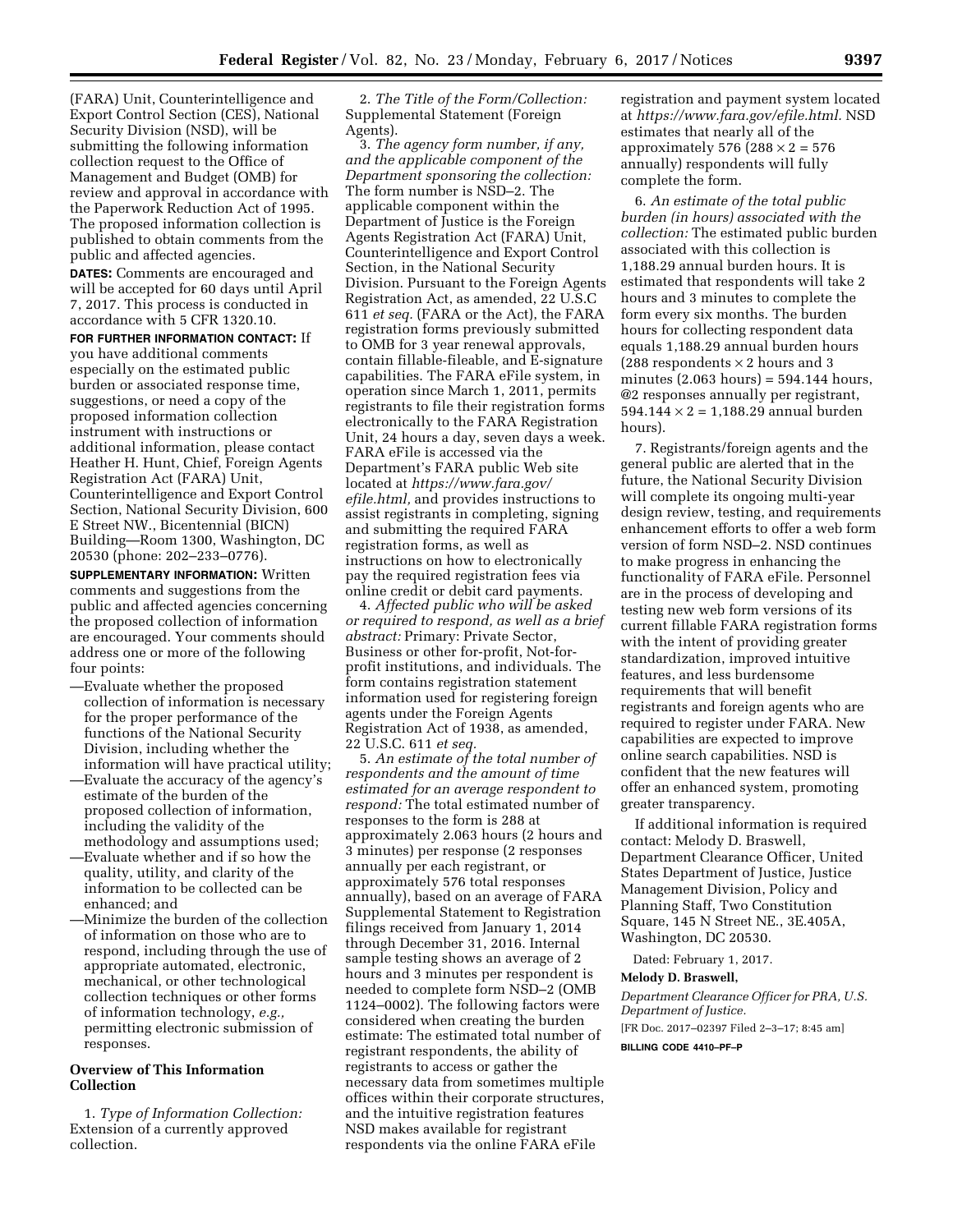(FARA) Unit, Counterintelligence and Export Control Section (CES), National Security Division (NSD), will be submitting the following information collection request to the Office of Management and Budget (OMB) for review and approval in accordance with the Paperwork Reduction Act of 1995. The proposed information collection is published to obtain comments from the public and affected agencies.

**DATES:** Comments are encouraged and will be accepted for 60 days until April 7, 2017. This process is conducted in accordance with 5 CFR 1320.10.

**FOR FURTHER INFORMATION CONTACT:** If you have additional comments especially on the estimated public burden or associated response time, suggestions, or need a copy of the proposed information collection instrument with instructions or additional information, please contact Heather H. Hunt, Chief, Foreign Agents Registration Act (FARA) Unit, Counterintelligence and Export Control Section, National Security Division, 600 E Street NW., Bicentennial (BICN) Building—Room 1300, Washington, DC 20530 (phone: 202–233–0776).

**SUPPLEMENTARY INFORMATION:** Written comments and suggestions from the public and affected agencies concerning the proposed collection of information are encouraged. Your comments should address one or more of the following four points:

—Evaluate whether the proposed collection of information is necessary for the proper performance of the functions of the National Security Division, including whether the information will have practical utility;
—Evaluate the accuracy of the agency's estimate of the burden of the proposed collection of information, including the validity of the methodology and assumptions used;
—Evaluate whether and if so how the quality, utility, and clarity of the information to be collected can be enhanced; and
—Minimize the burden of the collection of information on those who are to respond, including through the use of appropriate automated, electronic, mechanical, or other technological collection techniques or other forms of information technology, *e.g.,* permitting electronic submission of responses.

## Overview of This Information Collection

1. *Type of Information Collection:* Extension of a currently approved collection.

2. *The Title of the Form/Collection:* Supplemental Statement (Foreign Agents).

3. *The agency form number, if any, and the applicable component of the Department sponsoring the collection:* The form number is NSD–2. The applicable component within the Department of Justice is the Foreign Agents Registration Act (FARA) Unit, Counterintelligence and Export Control Section, in the National Security Division. Pursuant to the Foreign Agents Registration Act, as amended, 22 U.S.C 611 *et seq.* (FARA or the Act), the FARA registration forms previously submitted to OMB for 3 year renewal approvals, contain fillable-fileable, and E-signature capabilities. The FARA eFile system, in operation since March 1, 2011, permits registrants to file their registration forms electronically to the FARA Registration Unit, 24 hours a day, seven days a week. FARA eFile is accessed via the Department's FARA public Web site located at *https://www.fara.gov/efile.html,* and provides instructions to assist registrants in completing, signing and submitting the required FARA registration forms, as well as instructions on how to electronically pay the required registration fees via online credit or debit card payments.

4. *Affected public who will be asked or required to respond, as well as a brief abstract:* Primary: Private Sector, Business or other for-profit, Not-for-profit institutions, and individuals. The form contains registration statement information used for registering foreign agents under the Foreign Agents Registration Act of 1938, as amended, 22 U.S.C. 611 *et seq.*

5. *An estimate of the total number of respondents and the amount of time estimated for an average respondent to respond:* The total estimated number of responses to the form is 288 at approximately 2.063 hours (2 hours and 3 minutes) per response (2 responses annually per each registrant, or approximately 576 total responses annually), based on an average of FARA Supplemental Statement to Registration filings received from January 1, 2014 through December 31, 2016. Internal sample testing shows an average of 2 hours and 3 minutes per respondent is needed to complete form NSD–2 (OMB 1124–0002). The following factors were considered when creating the burden estimate: The estimated total number of registrant respondents, the ability of registrants to access or gather the necessary data from sometimes multiple offices within their corporate structures, and the intuitive registration features NSD makes available for registrant respondents via the online FARA eFile registration and payment system located at *https://www.fara.gov/efile.html.* NSD estimates that nearly all of the approximately 576 ($288 \times 2 = 576$ annually) respondents will fully complete the form.

6. *An estimate of the total public burden (in hours) associated with the collection:* The estimated public burden associated with this collection is 1,188.29 annual burden hours. It is estimated that respondents will take 2 hours and 3 minutes to complete the form every six months. The burden hours for collecting respondent data equals 1,188.29 annual burden hours (288 respondents $\times$ 2 hours and 3 minutes (2.063 hours) = 594.144 hours, @2 responses annually per registrant, $594.144 \times 2 = 1{,}188.29$ annual burden hours).

7. Registrants/foreign agents and the general public are alerted that in the future, the National Security Division will complete its ongoing multi-year design review, testing, and requirements enhancement efforts to offer a web form version of form NSD–2. NSD continues to make progress in enhancing the functionality of FARA eFile. Personnel are in the process of developing and testing new web form versions of its current fillable FARA registration forms with the intent of providing greater standardization, improved intuitive features, and less burdensome requirements that will benefit registrants and foreign agents who are required to register under FARA. New capabilities are expected to improve online search capabilities. NSD is confident that the new features will offer an enhanced system, promoting greater transparency.

If additional information is required contact: Melody D. Braswell, Department Clearance Officer, United States Department of Justice, Justice Management Division, Policy and Planning Staff, Two Constitution Square, 145 N Street NE., 3E.405A, Washington, DC 20530.

Dated: February 1, 2017.

**Melody D. Braswell,**

*Department Clearance Officer for PRA, U.S. Department of Justice.*

[FR Doc. 2017–02397 Filed 2–3–17; 8:45 am]

**BILLING CODE 4410–PF–P**